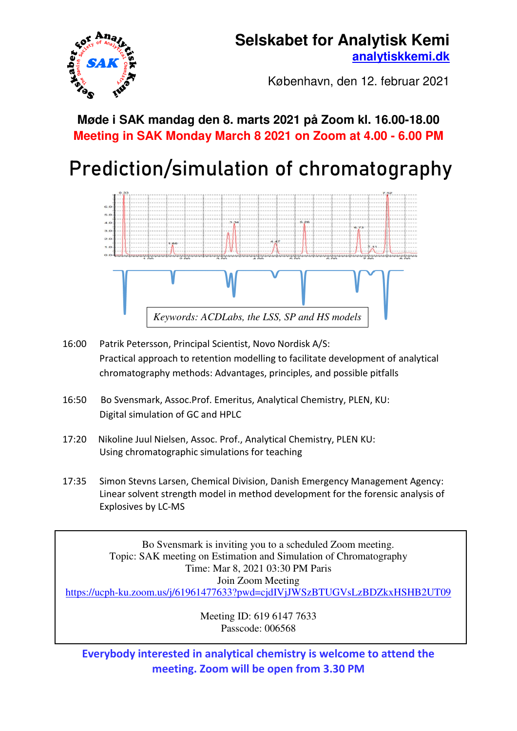# Selskabet for Analytisk Kemi

analytiskkemi.dk

København, den 12. februar 2021

**Møde i SAK mandag den 8. marts 2021 på Zoom kl. 16.00-18.00**

**Meeting in SAK Monday March 8 2021 on Zoom at 4.00 - 6.00 PM**

# Prediction/simulation of chromatography

*Keywords: ACDLabs, the LSS, SP and HS models*

16:00 Patrik Petersson, Principal Scientist, Novo Nordisk A/S:
Practical approach to retention modelling to facilitate development of analytical chromatography methods: Advantages, principles, and possible pitfalls

16:50 Bo Svensmark, Assoc.Prof. Emeritus, Analytical Chemistry, PLEN, KU:
Digital simulation of GC and HPLC

17:20 Nikoline Juul Nielsen, Assoc. Prof., Analytical Chemistry, PLEN KU:
Using chromatographic simulations for teaching

17:35 Simon Stevns Larsen, Chemical Division, Danish Emergency Management Agency:
Linear solvent strength model in method development for the forensic analysis of Explosives by LC-MS

Bo Svensmark is inviting you to a scheduled Zoom meeting.
Topic: SAK meeting on Estimation and Simulation of Chromatography
Time: Mar 8, 2021 03:30 PM Paris
Join Zoom Meeting
https://ucph-ku.zoom.us/j/61961477633?pwd=cjdIVjJWSzBTUGVsLzBDZkxHSHB2UT09

Meeting ID: 619 6147 7633
Passcode: 006568

**Everybody interested in analytical chemistry is welcome to attend the meeting. Zoom will be open from 3.30 PM**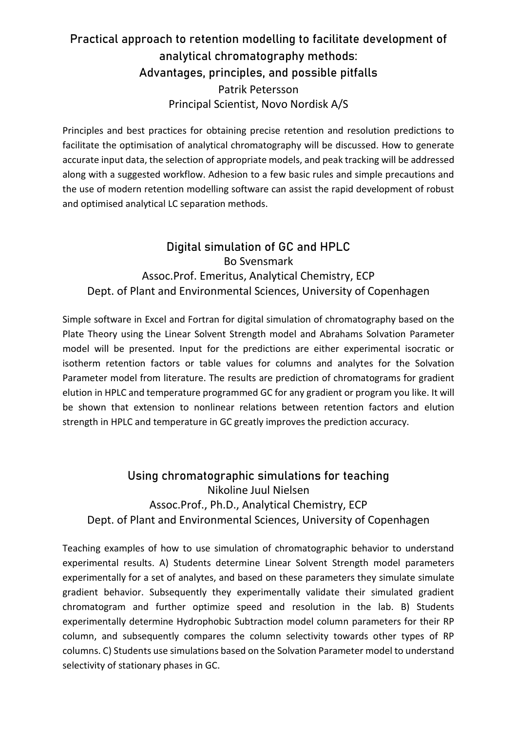## Practical approach to retention modelling to facilitate development of analytical chromatography methods: Advantages, principles, and possible pitfalls

Patrik Petersson

Principal Scientist, Novo Nordisk A/S

Principles and best practices for obtaining precise retention and resolution predictions to facilitate the optimisation of analytical chromatography will be discussed. How to generate accurate input data, the selection of appropriate models, and peak tracking will be addressed along with a suggested workflow. Adhesion to a few basic rules and simple precautions and the use of modern retention modelling software can assist the rapid development of robust and optimised analytical LC separation methods.

## Digital simulation of GC and HPLC

Bo Svensmark

Assoc.Prof. Emeritus, Analytical Chemistry, ECP

Dept. of Plant and Environmental Sciences, University of Copenhagen

Simple software in Excel and Fortran for digital simulation of chromatography based on the Plate Theory using the Linear Solvent Strength model and Abrahams Solvation Parameter model will be presented. Input for the predictions are either experimental isocratic or isotherm retention factors or table values for columns and analytes for the Solvation Parameter model from literature. The results are prediction of chromatograms for gradient elution in HPLC and temperature programmed GC for any gradient or program you like. It will be shown that extension to nonlinear relations between retention factors and elution strength in HPLC and temperature in GC greatly improves the prediction accuracy.

## Using chromatographic simulations for teaching

Nikoline Juul Nielsen

Assoc.Prof., Ph.D., Analytical Chemistry, ECP

Dept. of Plant and Environmental Sciences, University of Copenhagen

Teaching examples of how to use simulation of chromatographic behavior to understand experimental results. A) Students determine Linear Solvent Strength model parameters experimentally for a set of analytes, and based on these parameters they simulate simulate gradient behavior. Subsequently they experimentally validate their simulated gradient chromatogram and further optimize speed and resolution in the lab. B) Students experimentally determine Hydrophobic Subtraction model column parameters for their RP column, and subsequently compares the column selectivity towards other types of RP columns. C) Students use simulations based on the Solvation Parameter model to understand selectivity of stationary phases in GC.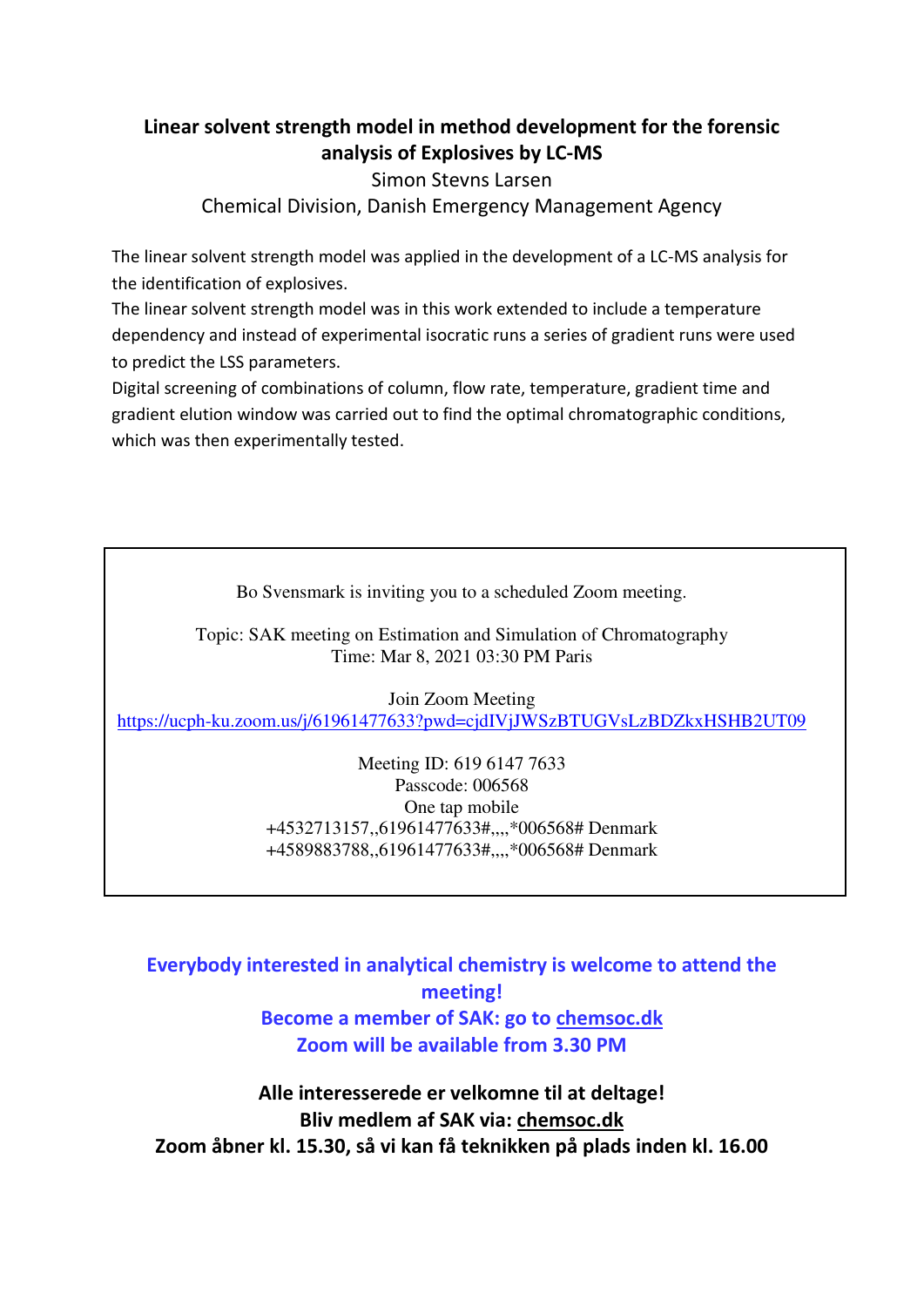**Linear solvent strength model in method development for the forensic analysis of Explosives by LC-MS**

Simon Stevns Larsen

Chemical Division, Danish Emergency Management Agency

The linear solvent strength model was applied in the development of a LC-MS analysis for the identification of explosives.

The linear solvent strength model was in this work extended to include a temperature dependency and instead of experimental isocratic runs a series of gradient runs were used to predict the LSS parameters.

Digital screening of combinations of column, flow rate, temperature, gradient time and gradient elution window was carried out to find the optimal chromatographic conditions, which was then experimentally tested.

Bo Svensmark is inviting you to a scheduled Zoom meeting.

Topic: SAK meeting on Estimation and Simulation of Chromatography
Time: Mar 8, 2021 03:30 PM Paris

Join Zoom Meeting
https://ucph-ku.zoom.us/j/61961477633?pwd=cjdIVjJWSzBTUGVsLzBDZkxHSHB2UT09

Meeting ID: 619 6147 7633
Passcode: 006568
One tap mobile
+4532713157,,61961477633#,,,,*006568# Denmark
+4589883788,,61961477633#,,,,*006568# Denmark

**Everybody interested in analytical chemistry is welcome to attend the meeting!**
**Become a member of SAK: go to chemsoc.dk**
**Zoom will be available from 3.30 PM**

**Alle interesserede er velkomne til at deltage!**
**Bliv medlem af SAK via: chemsoc.dk**
**Zoom åbner kl. 15.30, så vi kan få teknikken på plads inden kl. 16.00**